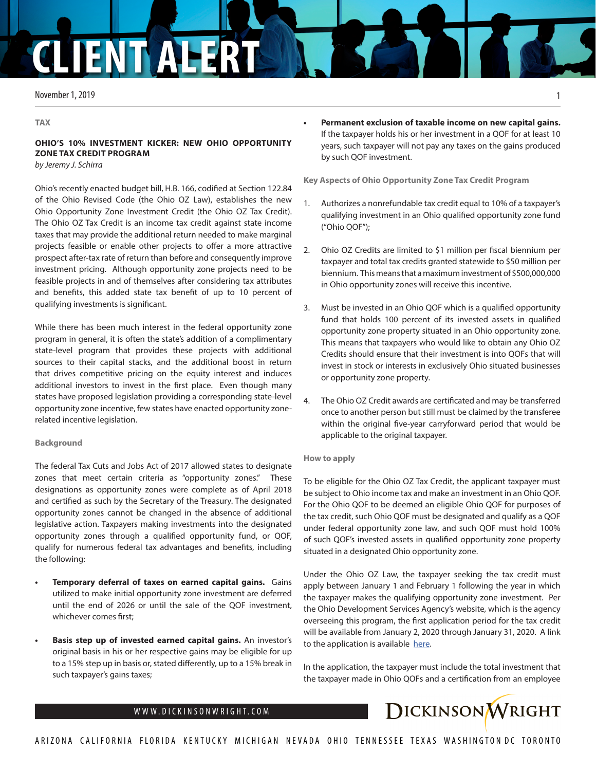TAX

## OHIO'S 10% INVESTMENT KICKER: NEW OHIO OPPORTUNITY ZONE TAX CREDIT PROGRAM

*by Jeremy J. Schirra*

Ohio's recently enacted budget bill, H.B. 166, codified at Section 122.84 of the Ohio Revised Code (the Ohio OZ Law), establishes the new Ohio Opportunity Zone Investment Credit (the Ohio OZ Tax Credit). The Ohio OZ Tax Credit is an income tax credit against state income taxes that may provide the additional return needed to make marginal projects feasible or enable other projects to offer a more attractive prospect after-tax rate of return than before and consequently improve investment pricing. Although opportunity zone projects need to be feasible projects in and of themselves after considering tax attributes and benefits, this added state tax benefit of up to 10 percent of qualifying investments is significant.

While there has been much interest in the federal opportunity zone program in general, it is often the state's addition of a complimentary state-level program that provides these projects with additional sources to their capital stacks, and the additional boost in return that drives competitive pricing on the equity interest and induces additional investors to invest in the first place. Even though many states have proposed legislation providing a corresponding state-level opportunity zone incentive, few states have enacted opportunity zone-related incentive legislation.

### Background

The federal Tax Cuts and Jobs Act of 2017 allowed states to designate zones that meet certain criteria as "opportunity zones." These designations as opportunity zones were complete as of April 2018 and certified as such by the Secretary of the Treasury. The designated opportunity zones cannot be changed in the absence of additional legislative action. Taxpayers making investments into the designated opportunity zones through a qualified opportunity fund, or QOF, qualify for numerous federal tax advantages and benefits, including the following:

- **Temporary deferral of taxes on earned capital gains.** Gains utilized to make initial opportunity zone investment are deferred until the end of 2026 or until the sale of the QOF investment, whichever comes first;
- **Basis step up of invested earned capital gains.** An investor's original basis in his or her respective gains may be eligible for up to a 15% step up in basis or, stated differently, up to a 15% break in such taxpayer's gains taxes;
- **Permanent exclusion of taxable income on new capital gains.** If the taxpayer holds his or her investment in a QOF for at least 10 years, such taxpayer will not pay any taxes on the gains produced by such QOF investment.

### Key Aspects of Ohio Opportunity Zone Tax Credit Program

1. Authorizes a nonrefundable tax credit equal to 10% of a taxpayer's qualifying investment in an Ohio qualified opportunity zone fund ("Ohio QOF");
2. Ohio OZ Credits are limited to $1 million per fiscal biennium per taxpayer and total tax credits granted statewide to $50 million per biennium. This means that a maximum investment of $500,000,000 in Ohio opportunity zones will receive this incentive.
3. Must be invested in an Ohio QOF which is a qualified opportunity fund that holds 100 percent of its invested assets in qualified opportunity zone property situated in an Ohio opportunity zone. This means that taxpayers who would like to obtain any Ohio OZ Credits should ensure that their investment is into QOFs that will invest in stock or interests in exclusively Ohio situated businesses or opportunity zone property.
4. The Ohio OZ Credit awards are certificated and may be transferred once to another person but still must be claimed by the transferee within the original five-year carryforward period that would be applicable to the original taxpayer.

### How to apply

To be eligible for the Ohio OZ Tax Credit, the applicant taxpayer must be subject to Ohio income tax and make an investment in an Ohio QOF. For the Ohio QOF to be deemed an eligible Ohio QOF for purposes of the tax credit, such Ohio QOF must be designated and qualify as a QOF under federal opportunity zone law, and such QOF must hold 100% of such QOF's invested assets in qualified opportunity zone property situated in a designated Ohio opportunity zone.

Under the Ohio OZ Law, the taxpayer seeking the tax credit must apply between January 1 and February 1 following the year in which the taxpayer makes the qualifying opportunity zone investment. Per the Ohio Development Services Agency's website, which is the agency overseeing this program, the first application period for the tax credit will be available from January 2, 2020 through January 31, 2020. A link to the application is available here.

In the application, the taxpayer must include the total investment that the taxpayer made in Ohio QOFs and a certification from an employee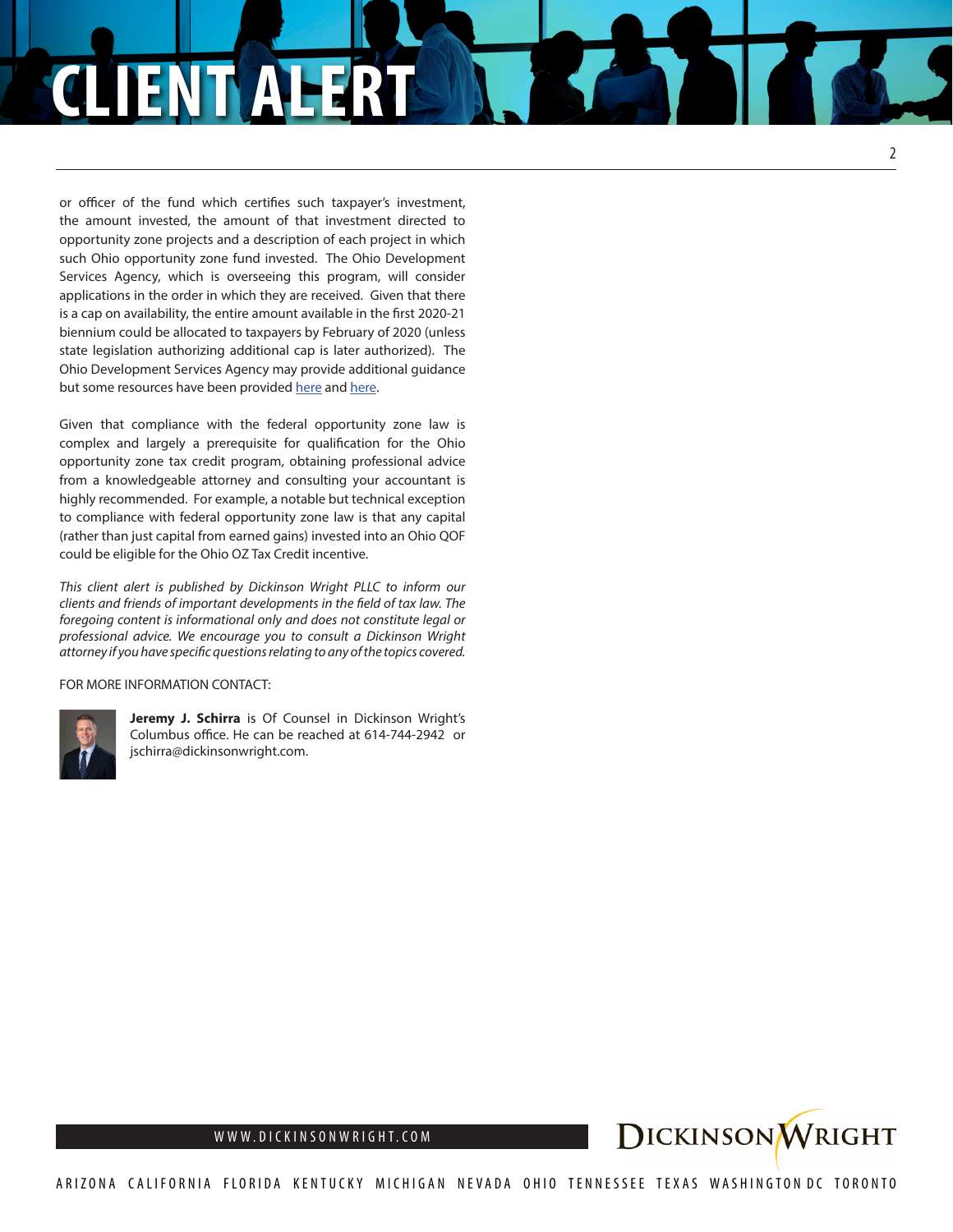or officer of the fund which certifies such taxpayer's investment, the amount invested, the amount of that investment directed to opportunity zone projects and a description of each project in which such Ohio opportunity zone fund invested. The Ohio Development Services Agency, which is overseeing this program, will consider applications in the order in which they are received. Given that there is a cap on availability, the entire amount available in the first 2020-21 biennium could be allocated to taxpayers by February of 2020 (unless state legislation authorizing additional cap is later authorized). The Ohio Development Services Agency may provide additional guidance but some resources have been provided here and here.

Given that compliance with the federal opportunity zone law is complex and largely a prerequisite for qualification for the Ohio opportunity zone tax credit program, obtaining professional advice from a knowledgeable attorney and consulting your accountant is highly recommended. For example, a notable but technical exception to compliance with federal opportunity zone law is that any capital (rather than just capital from earned gains) invested into an Ohio QOF could be eligible for the Ohio OZ Tax Credit incentive.

*This client alert is published by Dickinson Wright PLLC to inform our clients and friends of important developments in the field of tax law. The foregoing content is informational only and does not constitute legal or professional advice. We encourage you to consult a Dickinson Wright attorney if you have specific questions relating to any of the topics covered.*

FOR MORE INFORMATION CONTACT:

**Jeremy J. Schirra** is Of Counsel in Dickinson Wright's Columbus office. He can be reached at 614-744-2942 or jschirra@dickinsonwright.com.